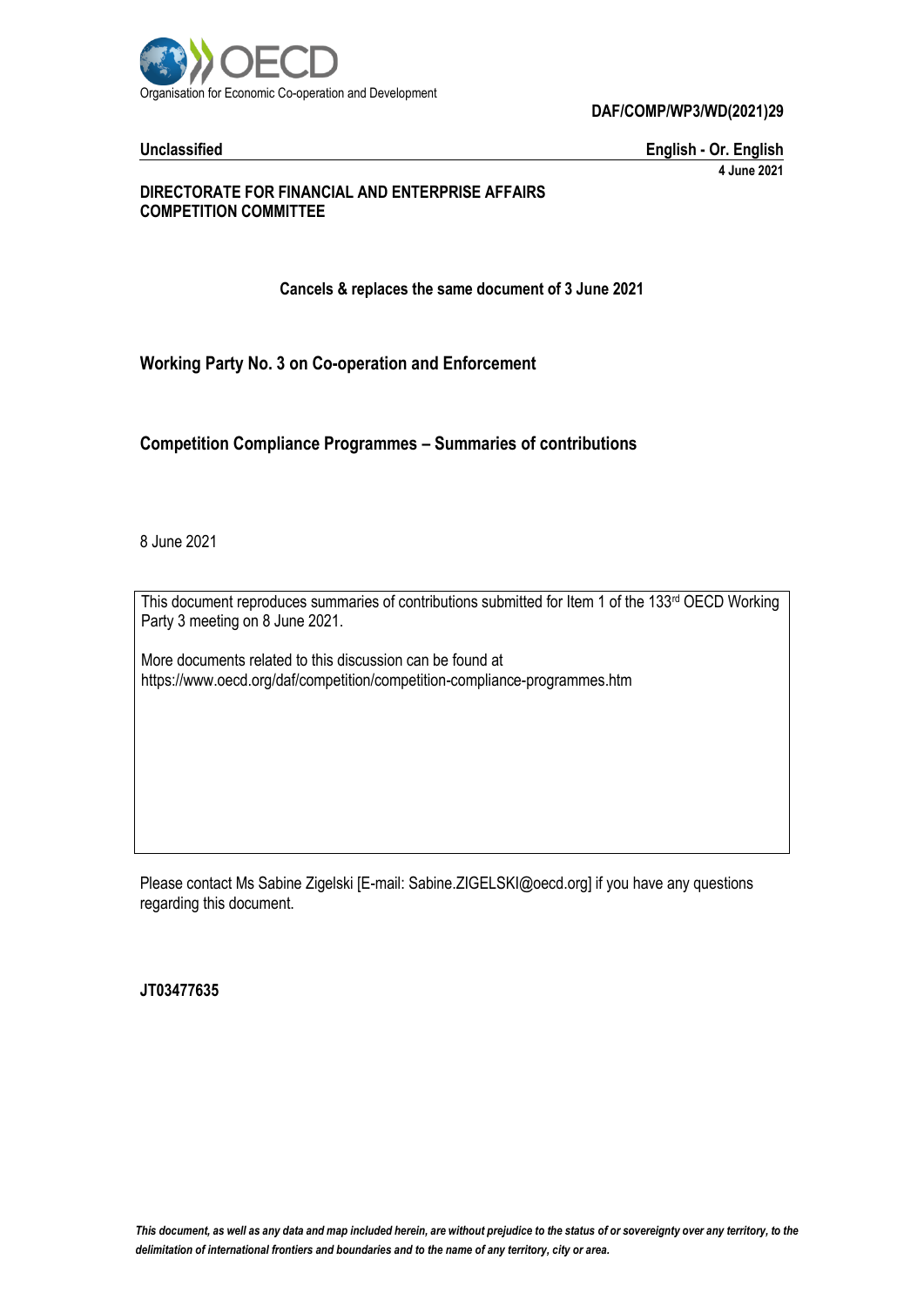Organisation for Economic Co-operation and Development

**DAF/COMP/WP3/WD(2021)29**

**Unclassified** | **English - Or. English**

**4 June 2021**

**DIRECTORATE FOR FINANCIAL AND ENTERPRISE AFFAIRS**
**COMPETITION COMMITTEE**

**Cancels & replaces the same document of 3 June 2021**

## Working Party No. 3 on Co-operation and Enforcement

## Competition Compliance Programmes – Summaries of contributions

8 June 2021

This document reproduces summaries of contributions submitted for Item 1 of the 133rd OECD Working Party 3 meeting on 8 June 2021.

More documents related to this discussion can be found at https://www.oecd.org/daf/competition/competition-compliance-programmes.htm

Please contact Ms Sabine Zigelski [E-mail: Sabine.ZIGELSKI@oecd.org] if you have any questions regarding this document.

**JT03477635**

*This document, as well as any data and map included herein, are without prejudice to the status of or sovereignty over any territory, to the delimitation of international frontiers and boundaries and to the name of any territory, city or area.*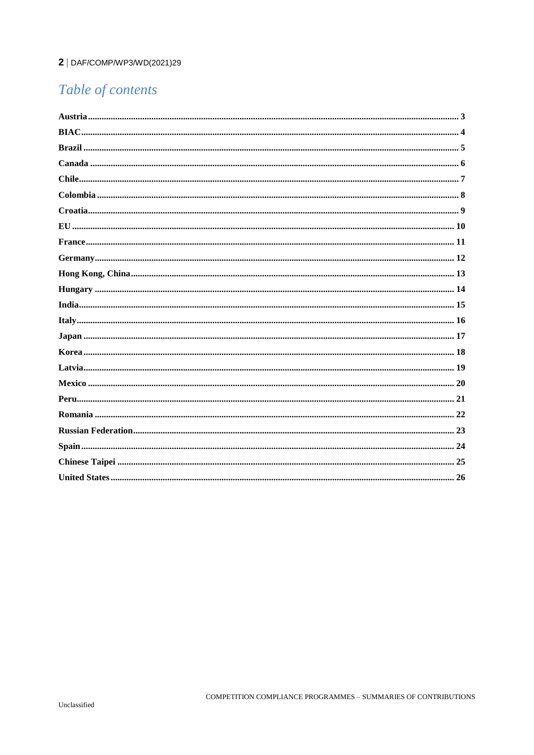# Table of contents

**Austria** ..... 3
**BIAC** ..... 4
**Brazil** ..... 5
**Canada** ..... 6
**Chile** ..... 7
**Colombia** ..... 8
**Croatia** ..... 9
**EU** ..... 10
**France** ..... 11
**Germany** ..... 12
**Hong Kong, China** ..... 13
**Hungary** ..... 14
**India** ..... 15
**Italy** ..... 16
**Japan** ..... 17
**Korea** ..... 18
**Latvia** ..... 19
**Mexico** ..... 20
**Peru** ..... 21
**Romania** ..... 22
**Russian Federation** ..... 23
**Spain** ..... 24
**Chinese Taipei** ..... 25
**United States** ..... 26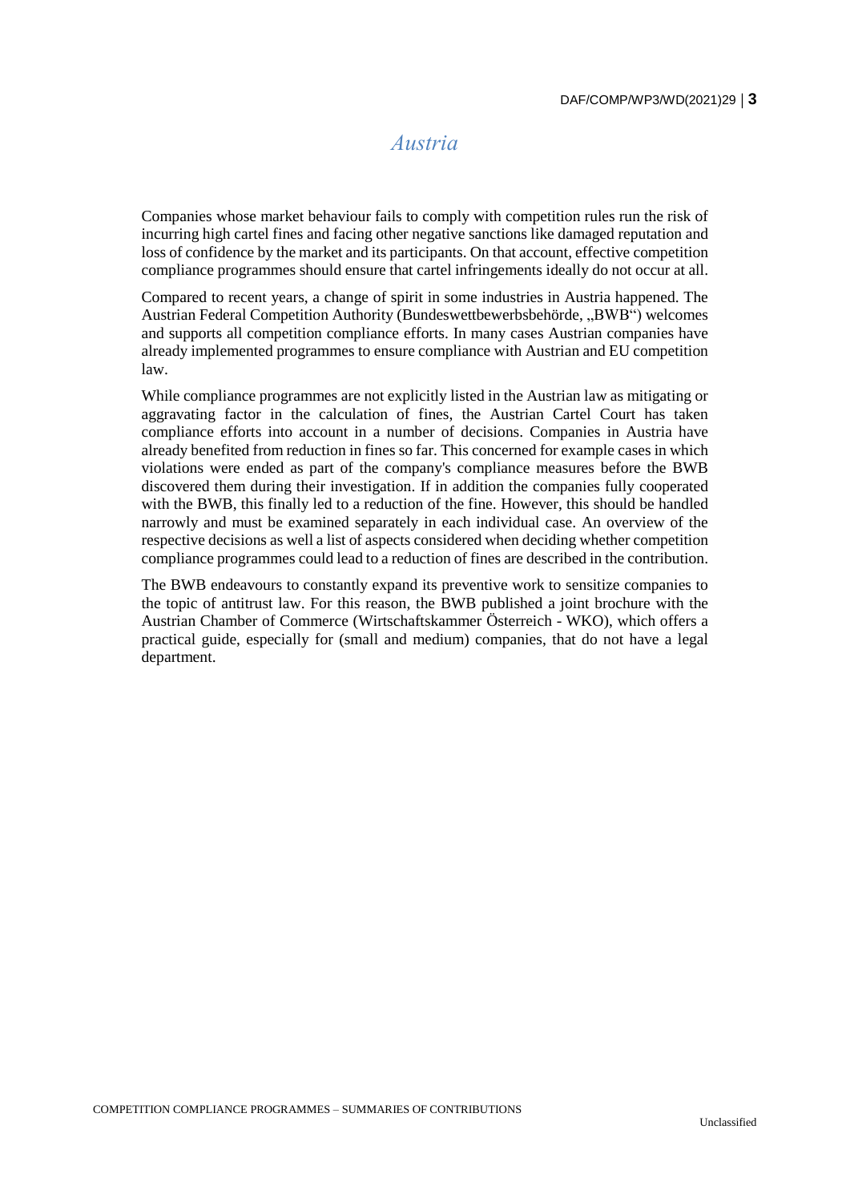# *Austria*

Companies whose market behaviour fails to comply with competition rules run the risk of incurring high cartel fines and facing other negative sanctions like damaged reputation and loss of confidence by the market and its participants. On that account, effective competition compliance programmes should ensure that cartel infringements ideally do not occur at all.

Compared to recent years, a change of spirit in some industries in Austria happened. The Austrian Federal Competition Authority (Bundeswettbewerbsbehörde, „BWB") welcomes and supports all competition compliance efforts. In many cases Austrian companies have already implemented programmes to ensure compliance with Austrian and EU competition law.

While compliance programmes are not explicitly listed in the Austrian law as mitigating or aggravating factor in the calculation of fines, the Austrian Cartel Court has taken compliance efforts into account in a number of decisions. Companies in Austria have already benefited from reduction in fines so far. This concerned for example cases in which violations were ended as part of the company's compliance measures before the BWB discovered them during their investigation. If in addition the companies fully cooperated with the BWB, this finally led to a reduction of the fine. However, this should be handled narrowly and must be examined separately in each individual case. An overview of the respective decisions as well a list of aspects considered when deciding whether competition compliance programmes could lead to a reduction of fines are described in the contribution.

The BWB endeavours to constantly expand its preventive work to sensitize companies to the topic of antitrust law. For this reason, the BWB published a joint brochure with the Austrian Chamber of Commerce (Wirtschaftskammer Österreich - WKO), which offers a practical guide, especially for (small and medium) companies, that do not have a legal department.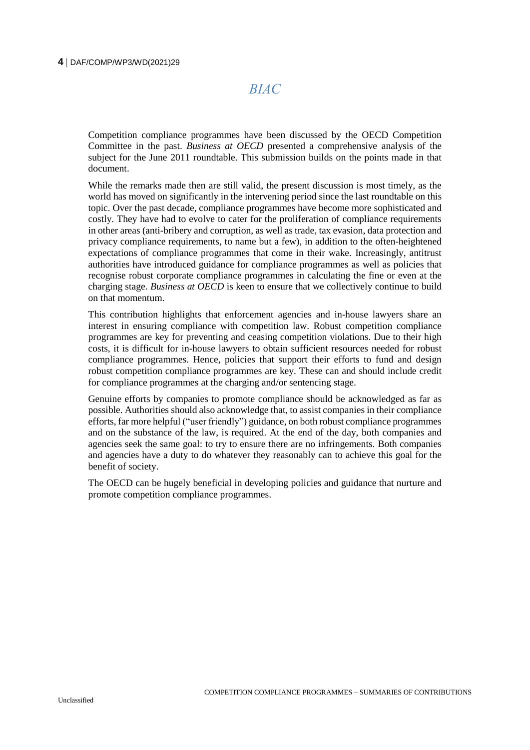## *BIAC*

Competition compliance programmes have been discussed by the OECD Competition Committee in the past. *Business at OECD* presented a comprehensive analysis of the subject for the June 2011 roundtable. This submission builds on the points made in that document.

While the remarks made then are still valid, the present discussion is most timely, as the world has moved on significantly in the intervening period since the last roundtable on this topic. Over the past decade, compliance programmes have become more sophisticated and costly. They have had to evolve to cater for the proliferation of compliance requirements in other areas (anti-bribery and corruption, as well as trade, tax evasion, data protection and privacy compliance requirements, to name but a few), in addition to the often-heightened expectations of compliance programmes that come in their wake. Increasingly, antitrust authorities have introduced guidance for compliance programmes as well as policies that recognise robust corporate compliance programmes in calculating the fine or even at the charging stage. *Business at OECD* is keen to ensure that we collectively continue to build on that momentum.

This contribution highlights that enforcement agencies and in-house lawyers share an interest in ensuring compliance with competition law. Robust competition compliance programmes are key for preventing and ceasing competition violations. Due to their high costs, it is difficult for in-house lawyers to obtain sufficient resources needed for robust compliance programmes. Hence, policies that support their efforts to fund and design robust competition compliance programmes are key. These can and should include credit for compliance programmes at the charging and/or sentencing stage.

Genuine efforts by companies to promote compliance should be acknowledged as far as possible. Authorities should also acknowledge that, to assist companies in their compliance efforts, far more helpful ("user friendly") guidance, on both robust compliance programmes and on the substance of the law, is required. At the end of the day, both companies and agencies seek the same goal: to try to ensure there are no infringements. Both companies and agencies have a duty to do whatever they reasonably can to achieve this goal for the benefit of society.

The OECD can be hugely beneficial in developing policies and guidance that nurture and promote competition compliance programmes.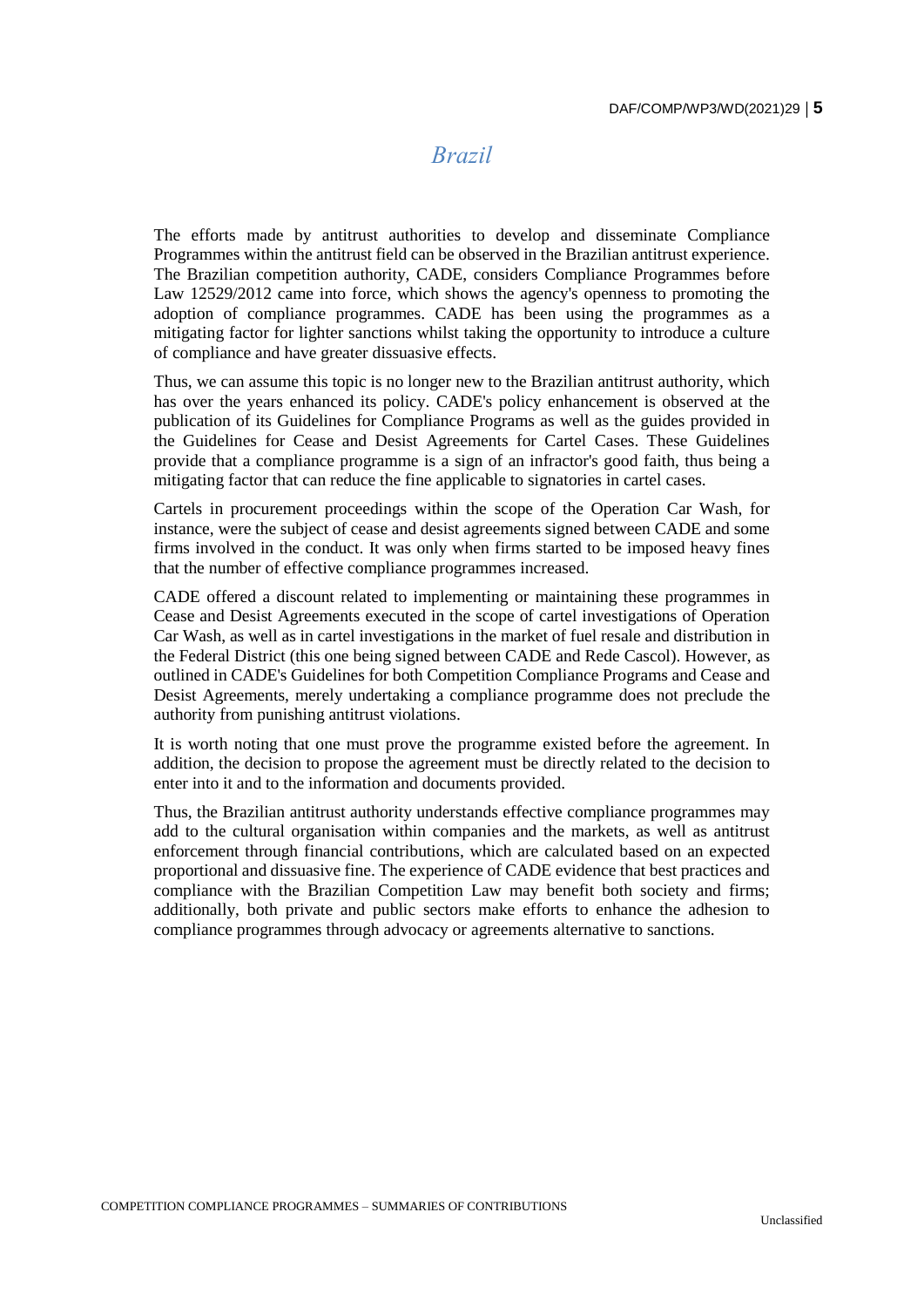# *Brazil*

The efforts made by antitrust authorities to develop and disseminate Compliance Programmes within the antitrust field can be observed in the Brazilian antitrust experience. The Brazilian competition authority, CADE, considers Compliance Programmes before Law 12529/2012 came into force, which shows the agency's openness to promoting the adoption of compliance programmes. CADE has been using the programmes as a mitigating factor for lighter sanctions whilst taking the opportunity to introduce a culture of compliance and have greater dissuasive effects.

Thus, we can assume this topic is no longer new to the Brazilian antitrust authority, which has over the years enhanced its policy. CADE's policy enhancement is observed at the publication of its Guidelines for Compliance Programs as well as the guides provided in the Guidelines for Cease and Desist Agreements for Cartel Cases. These Guidelines provide that a compliance programme is a sign of an infractor's good faith, thus being a mitigating factor that can reduce the fine applicable to signatories in cartel cases.

Cartels in procurement proceedings within the scope of the Operation Car Wash, for instance, were the subject of cease and desist agreements signed between CADE and some firms involved in the conduct. It was only when firms started to be imposed heavy fines that the number of effective compliance programmes increased.

CADE offered a discount related to implementing or maintaining these programmes in Cease and Desist Agreements executed in the scope of cartel investigations of Operation Car Wash, as well as in cartel investigations in the market of fuel resale and distribution in the Federal District (this one being signed between CADE and Rede Cascol). However, as outlined in CADE's Guidelines for both Competition Compliance Programs and Cease and Desist Agreements, merely undertaking a compliance programme does not preclude the authority from punishing antitrust violations.

It is worth noting that one must prove the programme existed before the agreement. In addition, the decision to propose the agreement must be directly related to the decision to enter into it and to the information and documents provided.

Thus, the Brazilian antitrust authority understands effective compliance programmes may add to the cultural organisation within companies and the markets, as well as antitrust enforcement through financial contributions, which are calculated based on an expected proportional and dissuasive fine. The experience of CADE evidence that best practices and compliance with the Brazilian Competition Law may benefit both society and firms; additionally, both private and public sectors make efforts to enhance the adhesion to compliance programmes through advocacy or agreements alternative to sanctions.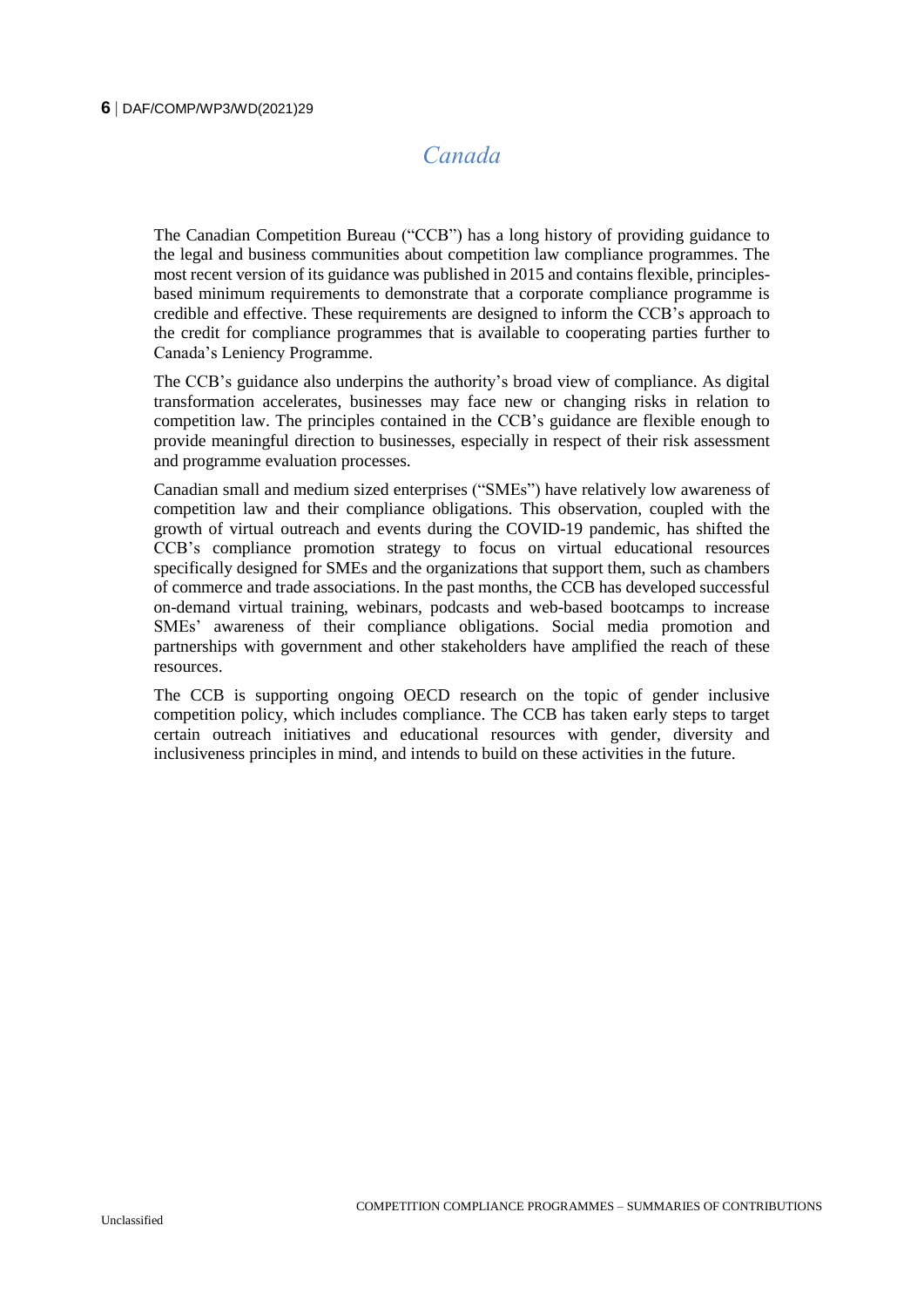# *Canada*

The Canadian Competition Bureau ("CCB") has a long history of providing guidance to the legal and business communities about competition law compliance programmes. The most recent version of its guidance was published in 2015 and contains flexible, principles-based minimum requirements to demonstrate that a corporate compliance programme is credible and effective. These requirements are designed to inform the CCB's approach to the credit for compliance programmes that is available to cooperating parties further to Canada's Leniency Programme.

The CCB's guidance also underpins the authority's broad view of compliance. As digital transformation accelerates, businesses may face new or changing risks in relation to competition law. The principles contained in the CCB's guidance are flexible enough to provide meaningful direction to businesses, especially in respect of their risk assessment and programme evaluation processes.

Canadian small and medium sized enterprises ("SMEs") have relatively low awareness of competition law and their compliance obligations. This observation, coupled with the growth of virtual outreach and events during the COVID-19 pandemic, has shifted the CCB's compliance promotion strategy to focus on virtual educational resources specifically designed for SMEs and the organizations that support them, such as chambers of commerce and trade associations. In the past months, the CCB has developed successful on-demand virtual training, webinars, podcasts and web-based bootcamps to increase SMEs' awareness of their compliance obligations. Social media promotion and partnerships with government and other stakeholders have amplified the reach of these resources.

The CCB is supporting ongoing OECD research on the topic of gender inclusive competition policy, which includes compliance. The CCB has taken early steps to target certain outreach initiatives and educational resources with gender, diversity and inclusiveness principles in mind, and intends to build on these activities in the future.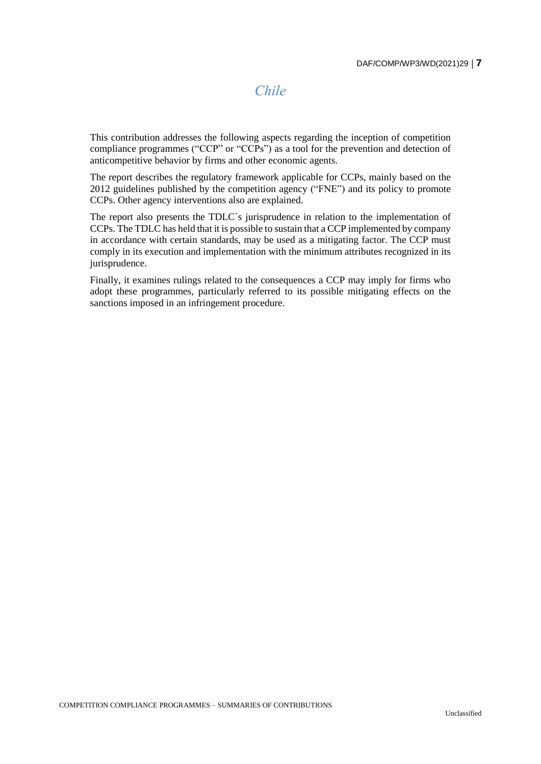# *Chile*

This contribution addresses the following aspects regarding the inception of competition compliance programmes ("CCP" or "CCPs") as a tool for the prevention and detection of anticompetitive behavior by firms and other economic agents.

The report describes the regulatory framework applicable for CCPs, mainly based on the 2012 guidelines published by the competition agency ("FNE") and its policy to promote CCPs. Other agency interventions also are explained.

The report also presents the TDLC´s jurisprudence in relation to the implementation of CCPs. The TDLC has held that it is possible to sustain that a CCP implemented by company in accordance with certain standards, may be used as a mitigating factor. The CCP must comply in its execution and implementation with the minimum attributes recognized in its jurisprudence.

Finally, it examines rulings related to the consequences a CCP may imply for firms who adopt these programmes, particularly referred to its possible mitigating effects on the sanctions imposed in an infringement procedure.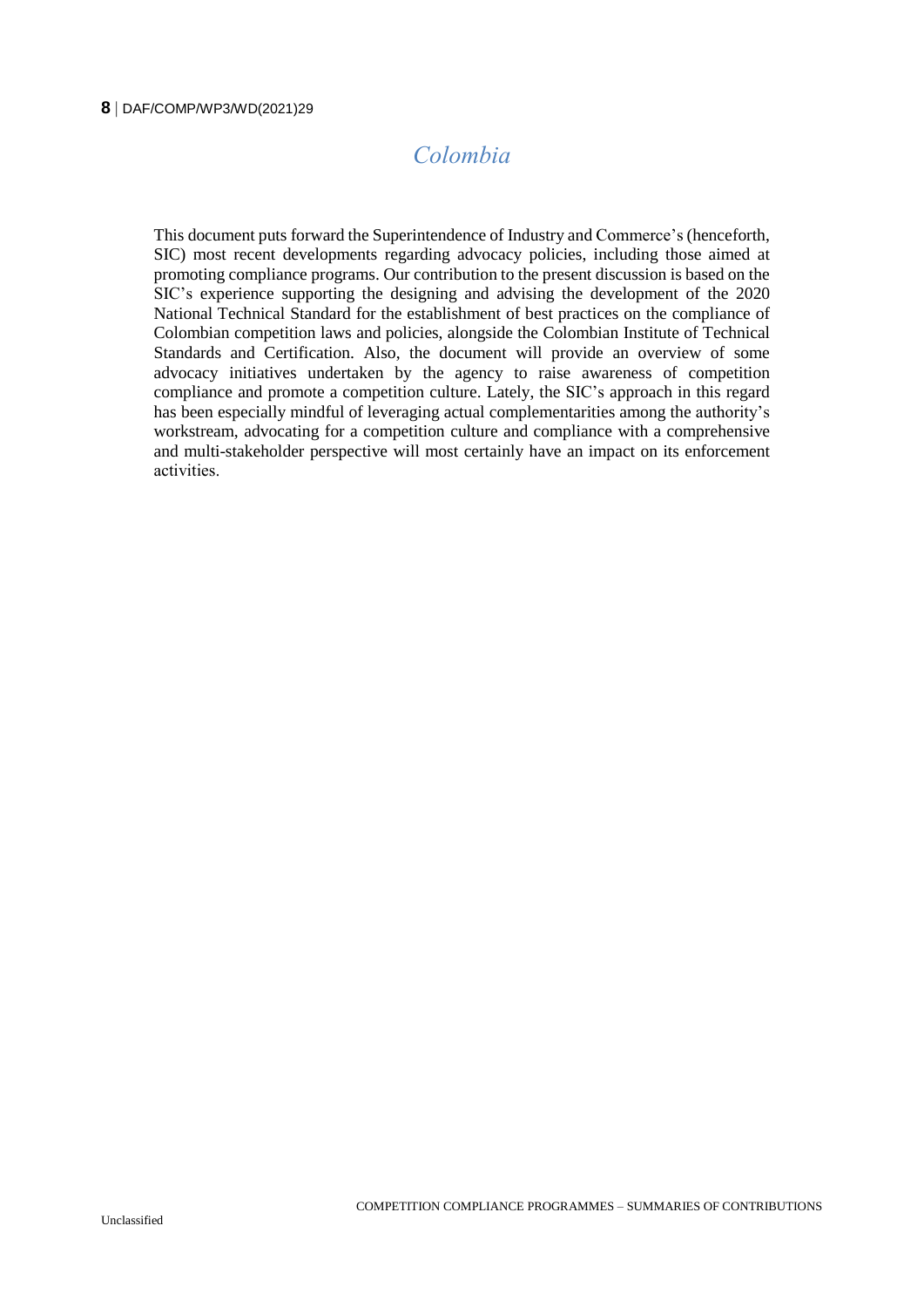## *Colombia*

This document puts forward the Superintendence of Industry and Commerce's (henceforth, SIC) most recent developments regarding advocacy policies, including those aimed at promoting compliance programs. Our contribution to the present discussion is based on the SIC's experience supporting the designing and advising the development of the 2020 National Technical Standard for the establishment of best practices on the compliance of Colombian competition laws and policies, alongside the Colombian Institute of Technical Standards and Certification. Also, the document will provide an overview of some advocacy initiatives undertaken by the agency to raise awareness of competition compliance and promote a competition culture. Lately, the SIC's approach in this regard has been especially mindful of leveraging actual complementarities among the authority's workstream, advocating for a competition culture and compliance with a comprehensive and multi-stakeholder perspective will most certainly have an impact on its enforcement activities.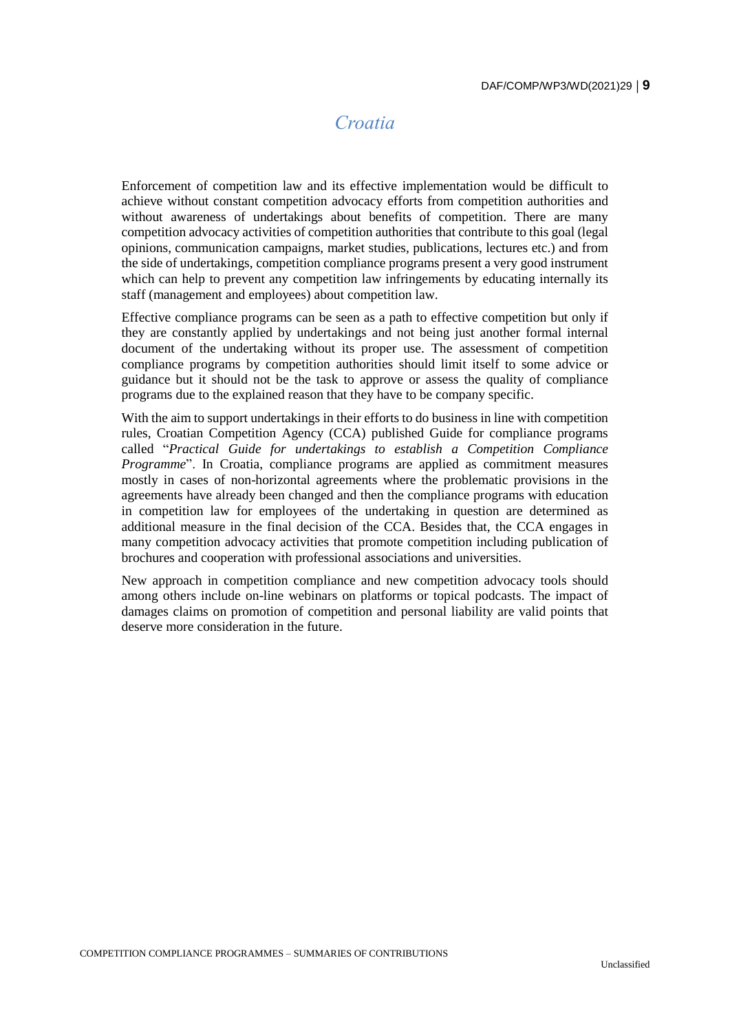# *Croatia*

Enforcement of competition law and its effective implementation would be difficult to achieve without constant competition advocacy efforts from competition authorities and without awareness of undertakings about benefits of competition. There are many competition advocacy activities of competition authorities that contribute to this goal (legal opinions, communication campaigns, market studies, publications, lectures etc.) and from the side of undertakings, competition compliance programs present a very good instrument which can help to prevent any competition law infringements by educating internally its staff (management and employees) about competition law.

Effective compliance programs can be seen as a path to effective competition but only if they are constantly applied by undertakings and not being just another formal internal document of the undertaking without its proper use. The assessment of competition compliance programs by competition authorities should limit itself to some advice or guidance but it should not be the task to approve or assess the quality of compliance programs due to the explained reason that they have to be company specific.

With the aim to support undertakings in their efforts to do business in line with competition rules, Croatian Competition Agency (CCA) published Guide for compliance programs called "*Practical Guide for undertakings to establish a Competition Compliance Programme*". In Croatia, compliance programs are applied as commitment measures mostly in cases of non-horizontal agreements where the problematic provisions in the agreements have already been changed and then the compliance programs with education in competition law for employees of the undertaking in question are determined as additional measure in the final decision of the CCA. Besides that, the CCA engages in many competition advocacy activities that promote competition including publication of brochures and cooperation with professional associations and universities.

New approach in competition compliance and new competition advocacy tools should among others include on-line webinars on platforms or topical podcasts. The impact of damages claims on promotion of competition and personal liability are valid points that deserve more consideration in the future.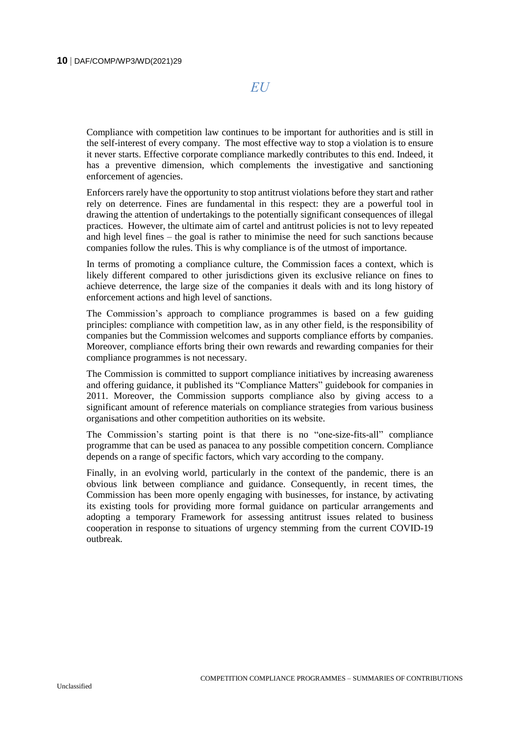## *EU*

Compliance with competition law continues to be important for authorities and is still in the self-interest of every company. The most effective way to stop a violation is to ensure it never starts. Effective corporate compliance markedly contributes to this end. Indeed, it has a preventive dimension, which complements the investigative and sanctioning enforcement of agencies.

Enforcers rarely have the opportunity to stop antitrust violations before they start and rather rely on deterrence. Fines are fundamental in this respect: they are a powerful tool in drawing the attention of undertakings to the potentially significant consequences of illegal practices. However, the ultimate aim of cartel and antitrust policies is not to levy repeated and high level fines – the goal is rather to minimise the need for such sanctions because companies follow the rules. This is why compliance is of the utmost of importance.

In terms of promoting a compliance culture, the Commission faces a context, which is likely different compared to other jurisdictions given its exclusive reliance on fines to achieve deterrence, the large size of the companies it deals with and its long history of enforcement actions and high level of sanctions.

The Commission's approach to compliance programmes is based on a few guiding principles: compliance with competition law, as in any other field, is the responsibility of companies but the Commission welcomes and supports compliance efforts by companies. Moreover, compliance efforts bring their own rewards and rewarding companies for their compliance programmes is not necessary.

The Commission is committed to support compliance initiatives by increasing awareness and offering guidance, it published its "Compliance Matters" guidebook for companies in 2011. Moreover, the Commission supports compliance also by giving access to a significant amount of reference materials on compliance strategies from various business organisations and other competition authorities on its website.

The Commission's starting point is that there is no "one-size-fits-all" compliance programme that can be used as panacea to any possible competition concern. Compliance depends on a range of specific factors, which vary according to the company.

Finally, in an evolving world, particularly in the context of the pandemic, there is an obvious link between compliance and guidance. Consequently, in recent times, the Commission has been more openly engaging with businesses, for instance, by activating its existing tools for providing more formal guidance on particular arrangements and adopting a temporary Framework for assessing antitrust issues related to business cooperation in response to situations of urgency stemming from the current COVID-19 outbreak.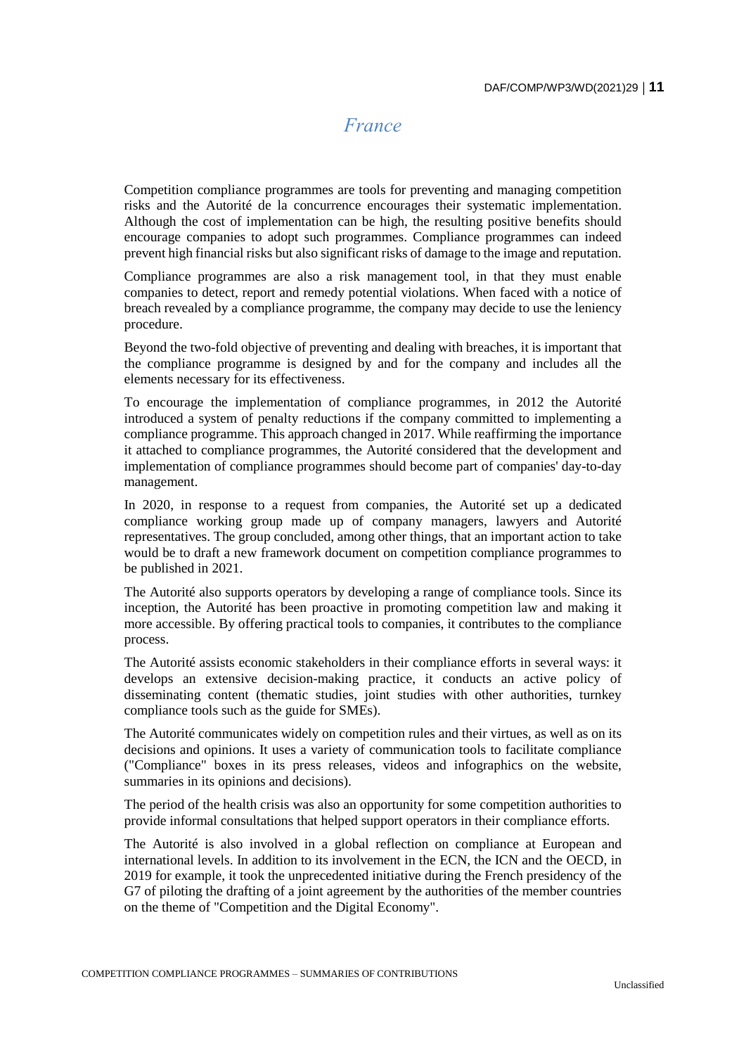# *France*

Competition compliance programmes are tools for preventing and managing competition risks and the Autorité de la concurrence encourages their systematic implementation. Although the cost of implementation can be high, the resulting positive benefits should encourage companies to adopt such programmes. Compliance programmes can indeed prevent high financial risks but also significant risks of damage to the image and reputation.

Compliance programmes are also a risk management tool, in that they must enable companies to detect, report and remedy potential violations. When faced with a notice of breach revealed by a compliance programme, the company may decide to use the leniency procedure.

Beyond the two-fold objective of preventing and dealing with breaches, it is important that the compliance programme is designed by and for the company and includes all the elements necessary for its effectiveness.

To encourage the implementation of compliance programmes, in 2012 the Autorité introduced a system of penalty reductions if the company committed to implementing a compliance programme. This approach changed in 2017. While reaffirming the importance it attached to compliance programmes, the Autorité considered that the development and implementation of compliance programmes should become part of companies' day-to-day management.

In 2020, in response to a request from companies, the Autorité set up a dedicated compliance working group made up of company managers, lawyers and Autorité representatives. The group concluded, among other things, that an important action to take would be to draft a new framework document on competition compliance programmes to be published in 2021.

The Autorité also supports operators by developing a range of compliance tools. Since its inception, the Autorité has been proactive in promoting competition law and making it more accessible. By offering practical tools to companies, it contributes to the compliance process.

The Autorité assists economic stakeholders in their compliance efforts in several ways: it develops an extensive decision-making practice, it conducts an active policy of disseminating content (thematic studies, joint studies with other authorities, turnkey compliance tools such as the guide for SMEs).

The Autorité communicates widely on competition rules and their virtues, as well as on its decisions and opinions. It uses a variety of communication tools to facilitate compliance ("Compliance" boxes in its press releases, videos and infographics on the website, summaries in its opinions and decisions).

The period of the health crisis was also an opportunity for some competition authorities to provide informal consultations that helped support operators in their compliance efforts.

The Autorité is also involved in a global reflection on compliance at European and international levels. In addition to its involvement in the ECN, the ICN and the OECD, in 2019 for example, it took the unprecedented initiative during the French presidency of the G7 of piloting the drafting of a joint agreement by the authorities of the member countries on the theme of "Competition and the Digital Economy".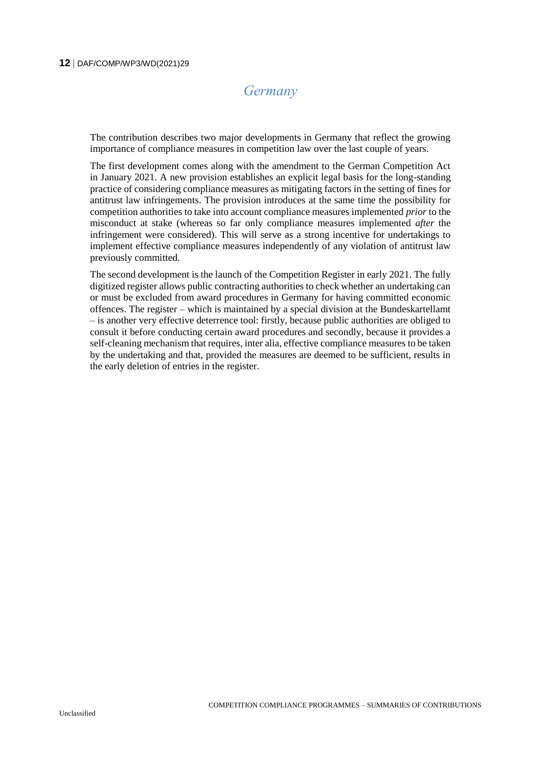## *Germany*

The contribution describes two major developments in Germany that reflect the growing importance of compliance measures in competition law over the last couple of years.

The first development comes along with the amendment to the German Competition Act in January 2021. A new provision establishes an explicit legal basis for the long-standing practice of considering compliance measures as mitigating factors in the setting of fines for antitrust law infringements. The provision introduces at the same time the possibility for competition authorities to take into account compliance measures implemented *prior* to the misconduct at stake (whereas so far only compliance measures implemented *after* the infringement were considered). This will serve as a strong incentive for undertakings to implement effective compliance measures independently of any violation of antitrust law previously committed.

The second development is the launch of the Competition Register in early 2021. The fully digitized register allows public contracting authorities to check whether an undertaking can or must be excluded from award procedures in Germany for having committed economic offences. The register – which is maintained by a special division at the Bundeskartellamt – is another very effective deterrence tool: firstly, because public authorities are obliged to consult it before conducting certain award procedures and secondly, because it provides a self-cleaning mechanism that requires, inter alia, effective compliance measures to be taken by the undertaking and that, provided the measures are deemed to be sufficient, results in the early deletion of entries in the register.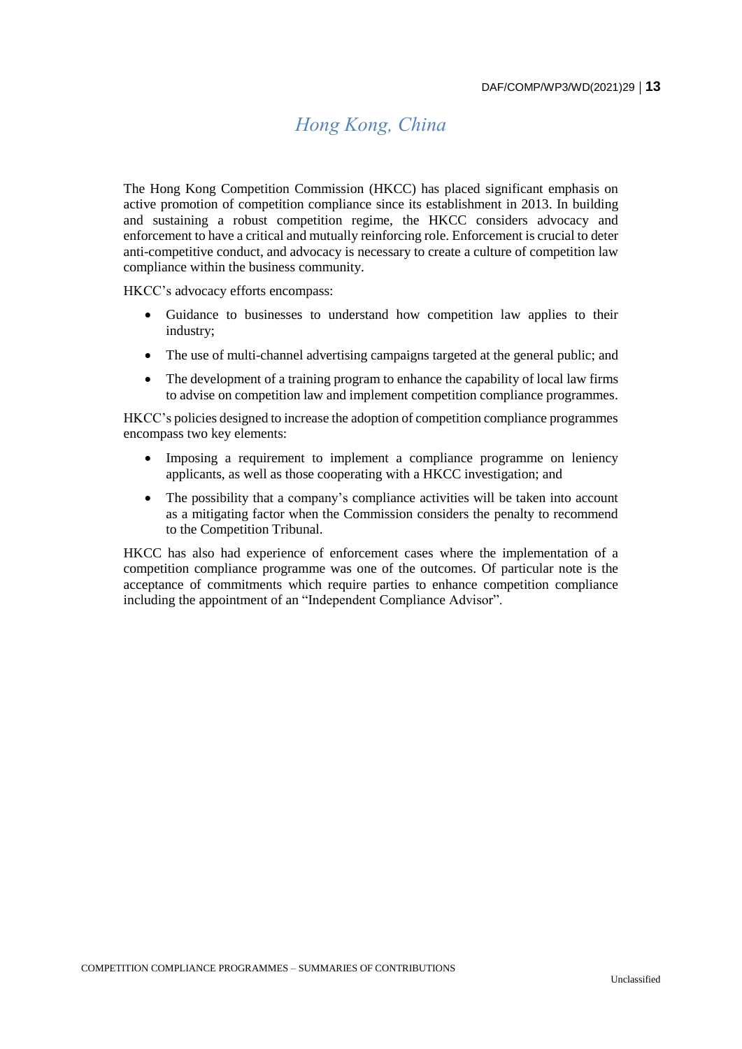# *Hong Kong, China*

The Hong Kong Competition Commission (HKCC) has placed significant emphasis on active promotion of competition compliance since its establishment in 2013. In building and sustaining a robust competition regime, the HKCC considers advocacy and enforcement to have a critical and mutually reinforcing role. Enforcement is crucial to deter anti-competitive conduct, and advocacy is necessary to create a culture of competition law compliance within the business community.

HKCC's advocacy efforts encompass:

- Guidance to businesses to understand how competition law applies to their industry;
- The use of multi-channel advertising campaigns targeted at the general public; and
- The development of a training program to enhance the capability of local law firms to advise on competition law and implement competition compliance programmes.

HKCC's policies designed to increase the adoption of competition compliance programmes encompass two key elements:

- Imposing a requirement to implement a compliance programme on leniency applicants, as well as those cooperating with a HKCC investigation; and
- The possibility that a company's compliance activities will be taken into account as a mitigating factor when the Commission considers the penalty to recommend to the Competition Tribunal.

HKCC has also had experience of enforcement cases where the implementation of a competition compliance programme was one of the outcomes. Of particular note is the acceptance of commitments which require parties to enhance competition compliance including the appointment of an "Independent Compliance Advisor".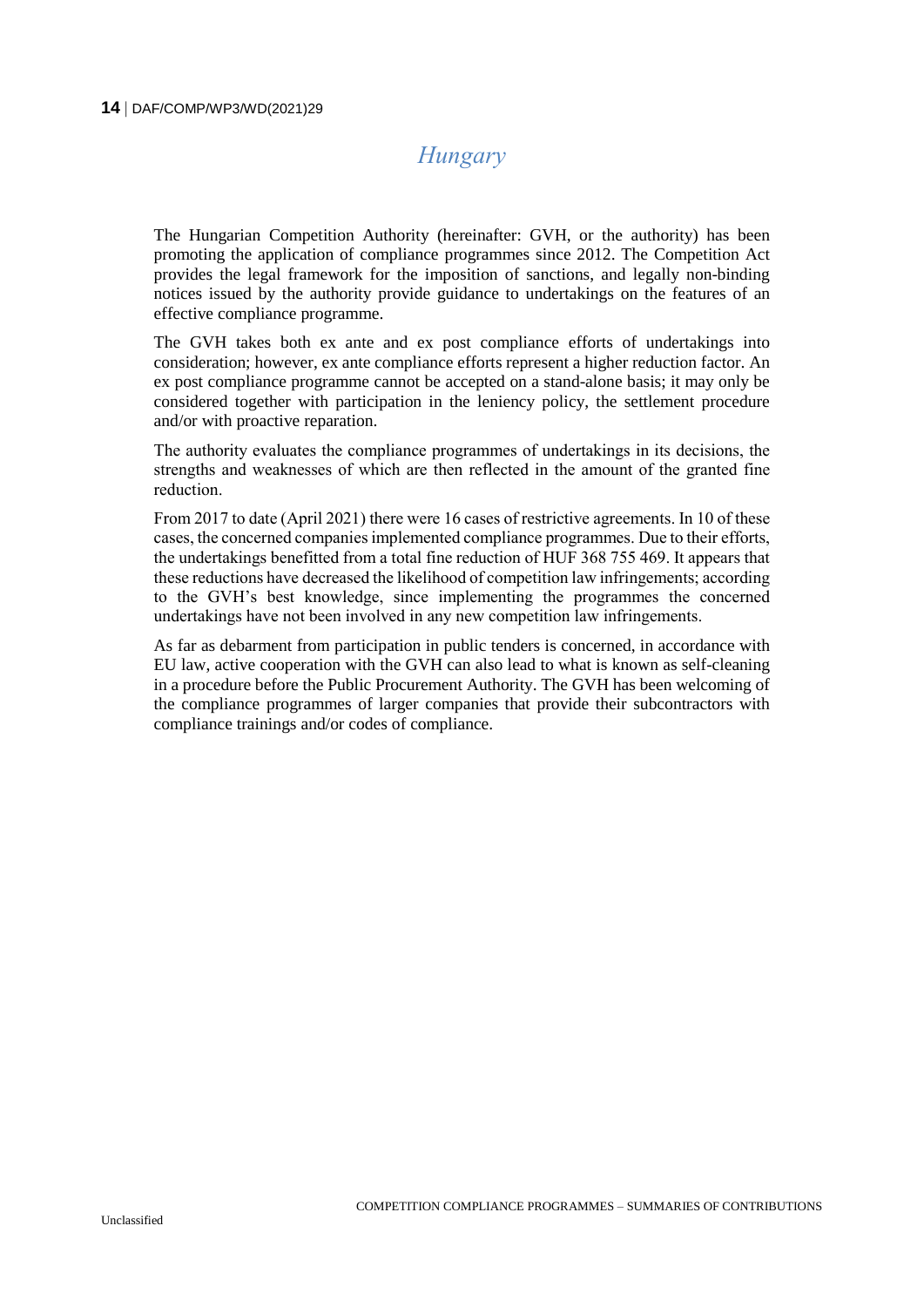# *Hungary*

The Hungarian Competition Authority (hereinafter: GVH, or the authority) has been promoting the application of compliance programmes since 2012. The Competition Act provides the legal framework for the imposition of sanctions, and legally non-binding notices issued by the authority provide guidance to undertakings on the features of an effective compliance programme.

The GVH takes both ex ante and ex post compliance efforts of undertakings into consideration; however, ex ante compliance efforts represent a higher reduction factor. An ex post compliance programme cannot be accepted on a stand-alone basis; it may only be considered together with participation in the leniency policy, the settlement procedure and/or with proactive reparation.

The authority evaluates the compliance programmes of undertakings in its decisions, the strengths and weaknesses of which are then reflected in the amount of the granted fine reduction.

From 2017 to date (April 2021) there were 16 cases of restrictive agreements. In 10 of these cases, the concerned companies implemented compliance programmes. Due to their efforts, the undertakings benefitted from a total fine reduction of HUF 368 755 469. It appears that these reductions have decreased the likelihood of competition law infringements; according to the GVH's best knowledge, since implementing the programmes the concerned undertakings have not been involved in any new competition law infringements.

As far as debarment from participation in public tenders is concerned, in accordance with EU law, active cooperation with the GVH can also lead to what is known as self-cleaning in a procedure before the Public Procurement Authority. The GVH has been welcoming of the compliance programmes of larger companies that provide their subcontractors with compliance trainings and/or codes of compliance.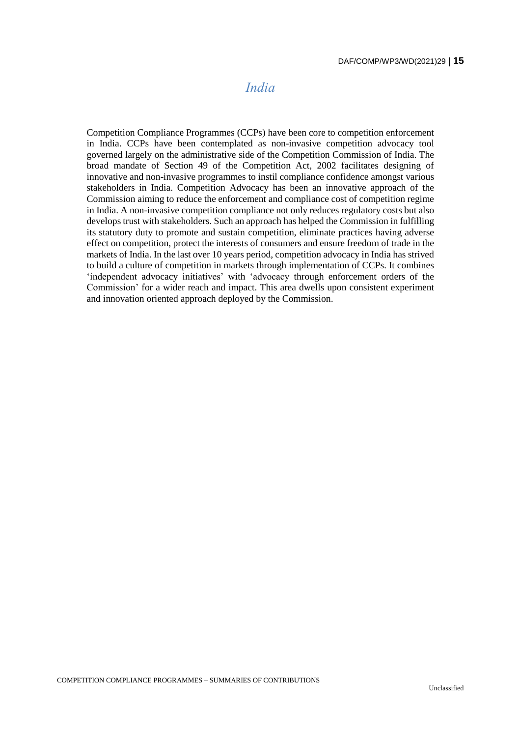# *India*

Competition Compliance Programmes (CCPs) have been core to competition enforcement in India. CCPs have been contemplated as non-invasive competition advocacy tool governed largely on the administrative side of the Competition Commission of India. The broad mandate of Section 49 of the Competition Act, 2002 facilitates designing of innovative and non-invasive programmes to instil compliance confidence amongst various stakeholders in India. Competition Advocacy has been an innovative approach of the Commission aiming to reduce the enforcement and compliance cost of competition regime in India. A non-invasive competition compliance not only reduces regulatory costs but also develops trust with stakeholders. Such an approach has helped the Commission in fulfilling its statutory duty to promote and sustain competition, eliminate practices having adverse effect on competition, protect the interests of consumers and ensure freedom of trade in the markets of India. In the last over 10 years period, competition advocacy in India has strived to build a culture of competition in markets through implementation of CCPs. It combines 'independent advocacy initiatives' with 'advocacy through enforcement orders of the Commission' for a wider reach and impact. This area dwells upon consistent experiment and innovation oriented approach deployed by the Commission.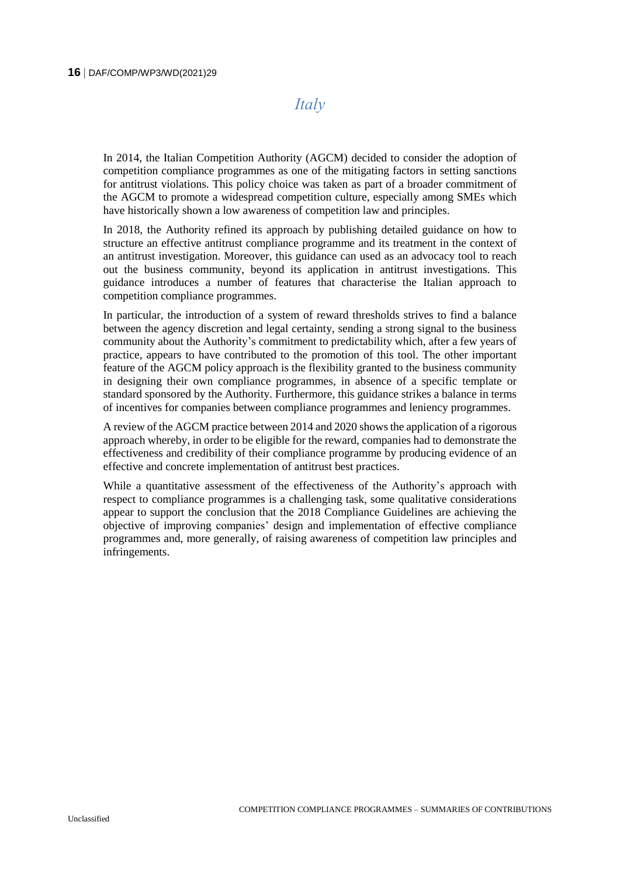## *Italy*

In 2014, the Italian Competition Authority (AGCM) decided to consider the adoption of competition compliance programmes as one of the mitigating factors in setting sanctions for antitrust violations. This policy choice was taken as part of a broader commitment of the AGCM to promote a widespread competition culture, especially among SMEs which have historically shown a low awareness of competition law and principles.

In 2018, the Authority refined its approach by publishing detailed guidance on how to structure an effective antitrust compliance programme and its treatment in the context of an antitrust investigation. Moreover, this guidance can used as an advocacy tool to reach out the business community, beyond its application in antitrust investigations. This guidance introduces a number of features that characterise the Italian approach to competition compliance programmes.

In particular, the introduction of a system of reward thresholds strives to find a balance between the agency discretion and legal certainty, sending a strong signal to the business community about the Authority's commitment to predictability which, after a few years of practice, appears to have contributed to the promotion of this tool. The other important feature of the AGCM policy approach is the flexibility granted to the business community in designing their own compliance programmes, in absence of a specific template or standard sponsored by the Authority. Furthermore, this guidance strikes a balance in terms of incentives for companies between compliance programmes and leniency programmes.

A review of the AGCM practice between 2014 and 2020 shows the application of a rigorous approach whereby, in order to be eligible for the reward, companies had to demonstrate the effectiveness and credibility of their compliance programme by producing evidence of an effective and concrete implementation of antitrust best practices.

While a quantitative assessment of the effectiveness of the Authority's approach with respect to compliance programmes is a challenging task, some qualitative considerations appear to support the conclusion that the 2018 Compliance Guidelines are achieving the objective of improving companies' design and implementation of effective compliance programmes and, more generally, of raising awareness of competition law principles and infringements.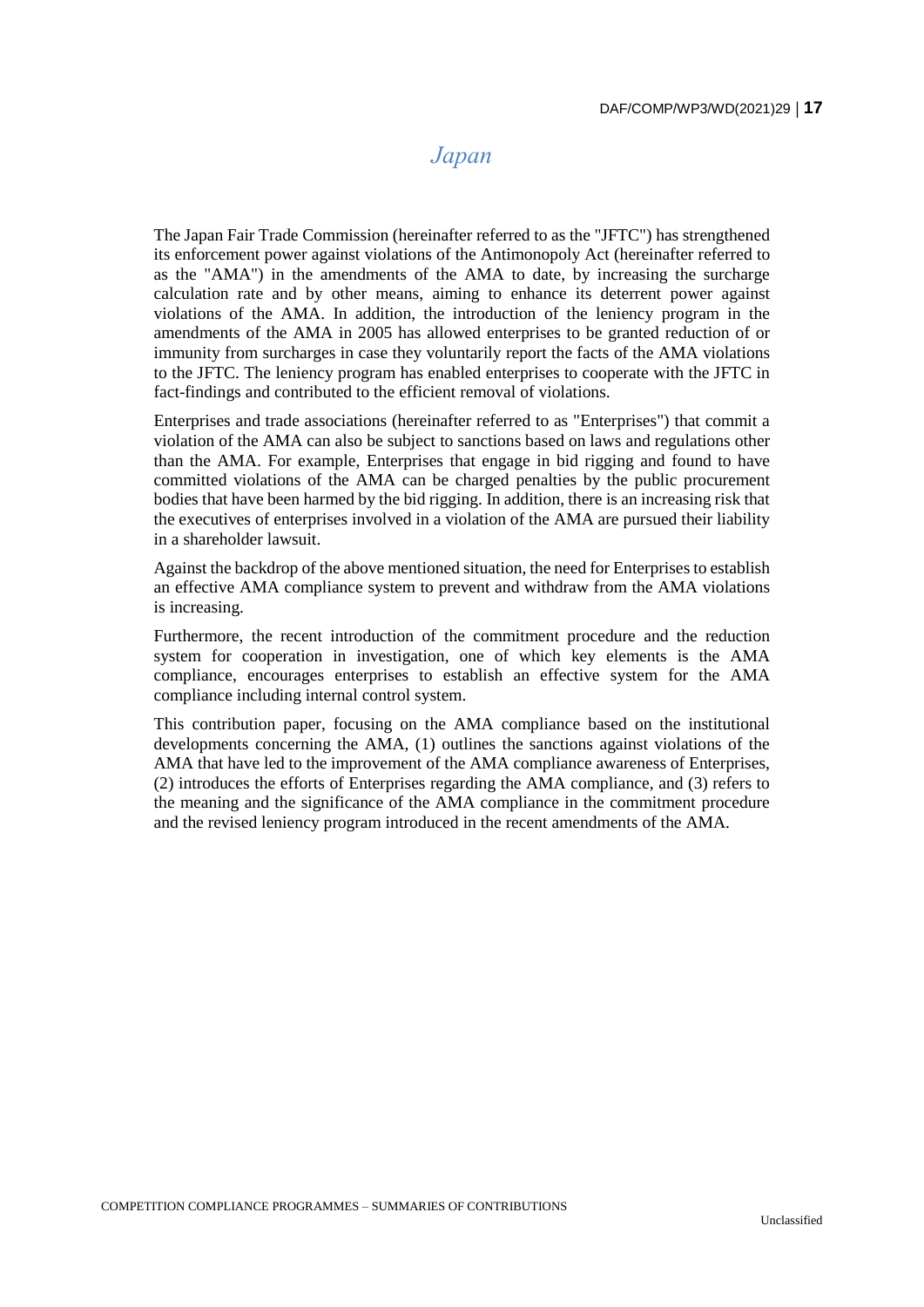# *Japan*

The Japan Fair Trade Commission (hereinafter referred to as the "JFTC") has strengthened its enforcement power against violations of the Antimonopoly Act (hereinafter referred to as the "AMA") in the amendments of the AMA to date, by increasing the surcharge calculation rate and by other means, aiming to enhance its deterrent power against violations of the AMA. In addition, the introduction of the leniency program in the amendments of the AMA in 2005 has allowed enterprises to be granted reduction of or immunity from surcharges in case they voluntarily report the facts of the AMA violations to the JFTC. The leniency program has enabled enterprises to cooperate with the JFTC in fact-findings and contributed to the efficient removal of violations.

Enterprises and trade associations (hereinafter referred to as "Enterprises") that commit a violation of the AMA can also be subject to sanctions based on laws and regulations other than the AMA. For example, Enterprises that engage in bid rigging and found to have committed violations of the AMA can be charged penalties by the public procurement bodies that have been harmed by the bid rigging. In addition, there is an increasing risk that the executives of enterprises involved in a violation of the AMA are pursued their liability in a shareholder lawsuit.

Against the backdrop of the above mentioned situation, the need for Enterprises to establish an effective AMA compliance system to prevent and withdraw from the AMA violations is increasing.

Furthermore, the recent introduction of the commitment procedure and the reduction system for cooperation in investigation, one of which key elements is the AMA compliance, encourages enterprises to establish an effective system for the AMA compliance including internal control system.

This contribution paper, focusing on the AMA compliance based on the institutional developments concerning the AMA, (1) outlines the sanctions against violations of the AMA that have led to the improvement of the AMA compliance awareness of Enterprises, (2) introduces the efforts of Enterprises regarding the AMA compliance, and (3) refers to the meaning and the significance of the AMA compliance in the commitment procedure and the revised leniency program introduced in the recent amendments of the AMA.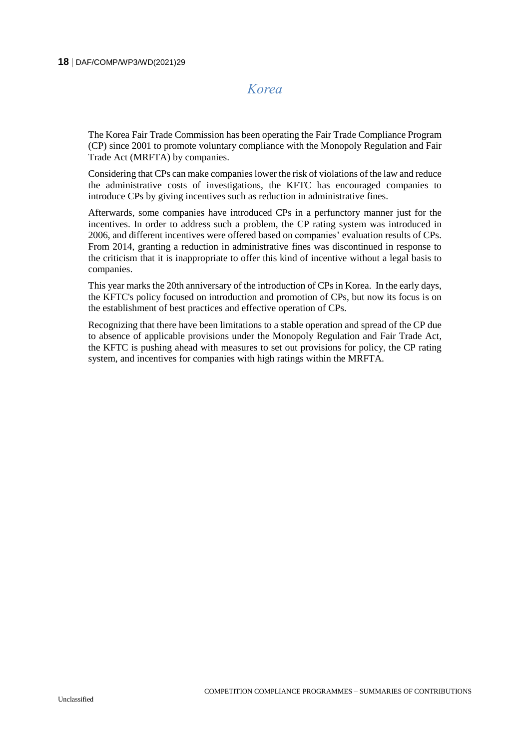# *Korea*

The Korea Fair Trade Commission has been operating the Fair Trade Compliance Program (CP) since 2001 to promote voluntary compliance with the Monopoly Regulation and Fair Trade Act (MRFTA) by companies.

Considering that CPs can make companies lower the risk of violations of the law and reduce the administrative costs of investigations, the KFTC has encouraged companies to introduce CPs by giving incentives such as reduction in administrative fines.

Afterwards, some companies have introduced CPs in a perfunctory manner just for the incentives. In order to address such a problem, the CP rating system was introduced in 2006, and different incentives were offered based on companies' evaluation results of CPs. From 2014, granting a reduction in administrative fines was discontinued in response to the criticism that it is inappropriate to offer this kind of incentive without a legal basis to companies.

This year marks the 20th anniversary of the introduction of CPs in Korea. In the early days, the KFTC's policy focused on introduction and promotion of CPs, but now its focus is on the establishment of best practices and effective operation of CPs.

Recognizing that there have been limitations to a stable operation and spread of the CP due to absence of applicable provisions under the Monopoly Regulation and Fair Trade Act, the KFTC is pushing ahead with measures to set out provisions for policy, the CP rating system, and incentives for companies with high ratings within the MRFTA.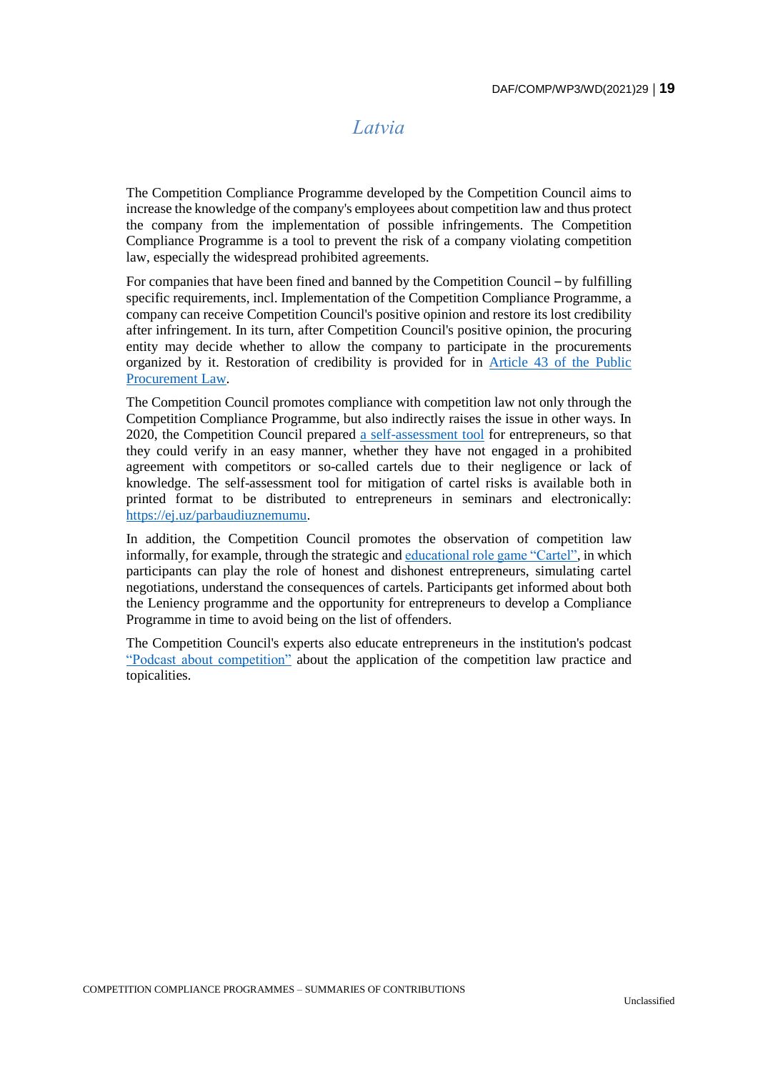## *Latvia*

The Competition Compliance Programme developed by the Competition Council aims to increase the knowledge of the company's employees about competition law and thus protect the company from the implementation of possible infringements. The Competition Compliance Programme is a tool to prevent the risk of a company violating competition law, especially the widespread prohibited agreements.

For companies that have been fined and banned by the Competition Council – by fulfilling specific requirements, incl. Implementation of the Competition Compliance Programme, a company can receive Competition Council's positive opinion and restore its lost credibility after infringement. In its turn, after Competition Council's positive opinion, the procuring entity may decide whether to allow the company to participate in the procurements organized by it. Restoration of credibility is provided for in Article 43 of the Public Procurement Law.

The Competition Council promotes compliance with competition law not only through the Competition Compliance Programme, but also indirectly raises the issue in other ways. In 2020, the Competition Council prepared a self-assessment tool for entrepreneurs, so that they could verify in an easy manner, whether they have not engaged in a prohibited agreement with competitors or so-called cartels due to their negligence or lack of knowledge. The self-assessment tool for mitigation of cartel risks is available both in printed format to be distributed to entrepreneurs in seminars and electronically: https://ej.uz/parbaudiuznemumu.

In addition, the Competition Council promotes the observation of competition law informally, for example, through the strategic and educational role game "Cartel", in which participants can play the role of honest and dishonest entrepreneurs, simulating cartel negotiations, understand the consequences of cartels. Participants get informed about both the Leniency programme and the opportunity for entrepreneurs to develop a Compliance Programme in time to avoid being on the list of offenders.

The Competition Council's experts also educate entrepreneurs in the institution's podcast "Podcast about competition" about the application of the competition law practice and topicalities.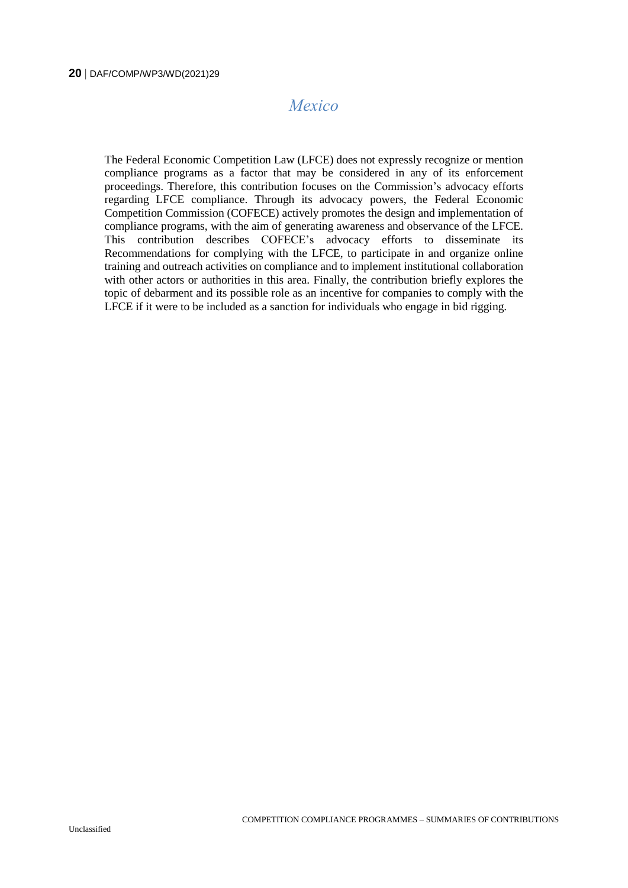## *Mexico*

The Federal Economic Competition Law (LFCE) does not expressly recognize or mention compliance programs as a factor that may be considered in any of its enforcement proceedings. Therefore, this contribution focuses on the Commission's advocacy efforts regarding LFCE compliance. Through its advocacy powers, the Federal Economic Competition Commission (COFECE) actively promotes the design and implementation of compliance programs, with the aim of generating awareness and observance of the LFCE. This contribution describes COFECE's advocacy efforts to disseminate its Recommendations for complying with the LFCE, to participate in and organize online training and outreach activities on compliance and to implement institutional collaboration with other actors or authorities in this area. Finally, the contribution briefly explores the topic of debarment and its possible role as an incentive for companies to comply with the LFCE if it were to be included as a sanction for individuals who engage in bid rigging.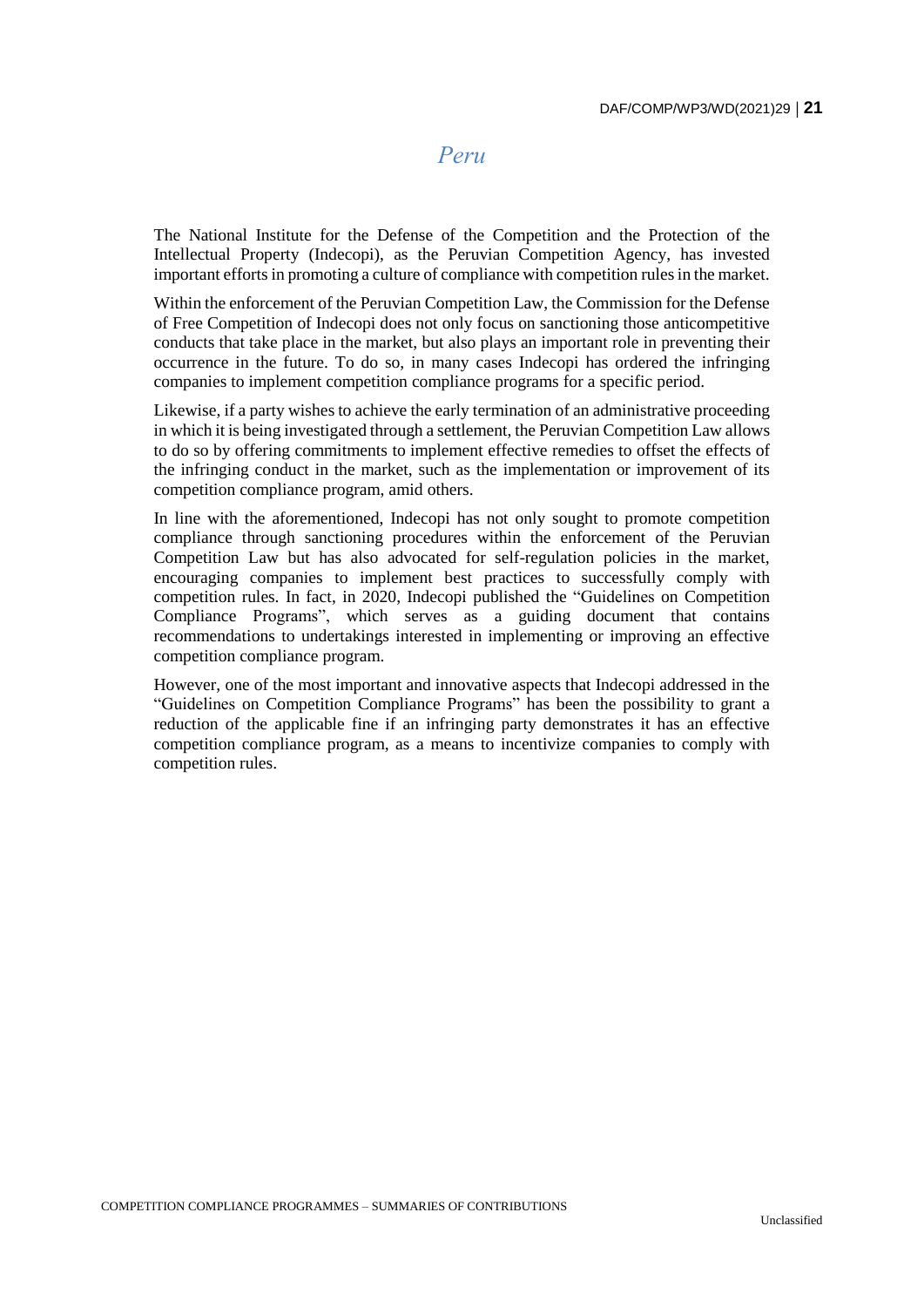# *Peru*

The National Institute for the Defense of the Competition and the Protection of the Intellectual Property (Indecopi), as the Peruvian Competition Agency, has invested important efforts in promoting a culture of compliance with competition rules in the market.

Within the enforcement of the Peruvian Competition Law, the Commission for the Defense of Free Competition of Indecopi does not only focus on sanctioning those anticompetitive conducts that take place in the market, but also plays an important role in preventing their occurrence in the future. To do so, in many cases Indecopi has ordered the infringing companies to implement competition compliance programs for a specific period.

Likewise, if a party wishes to achieve the early termination of an administrative proceeding in which it is being investigated through a settlement, the Peruvian Competition Law allows to do so by offering commitments to implement effective remedies to offset the effects of the infringing conduct in the market, such as the implementation or improvement of its competition compliance program, amid others.

In line with the aforementioned, Indecopi has not only sought to promote competition compliance through sanctioning procedures within the enforcement of the Peruvian Competition Law but has also advocated for self-regulation policies in the market, encouraging companies to implement best practices to successfully comply with competition rules. In fact, in 2020, Indecopi published the "Guidelines on Competition Compliance Programs", which serves as a guiding document that contains recommendations to undertakings interested in implementing or improving an effective competition compliance program.

However, one of the most important and innovative aspects that Indecopi addressed in the "Guidelines on Competition Compliance Programs" has been the possibility to grant a reduction of the applicable fine if an infringing party demonstrates it has an effective competition compliance program, as a means to incentivize companies to comply with competition rules.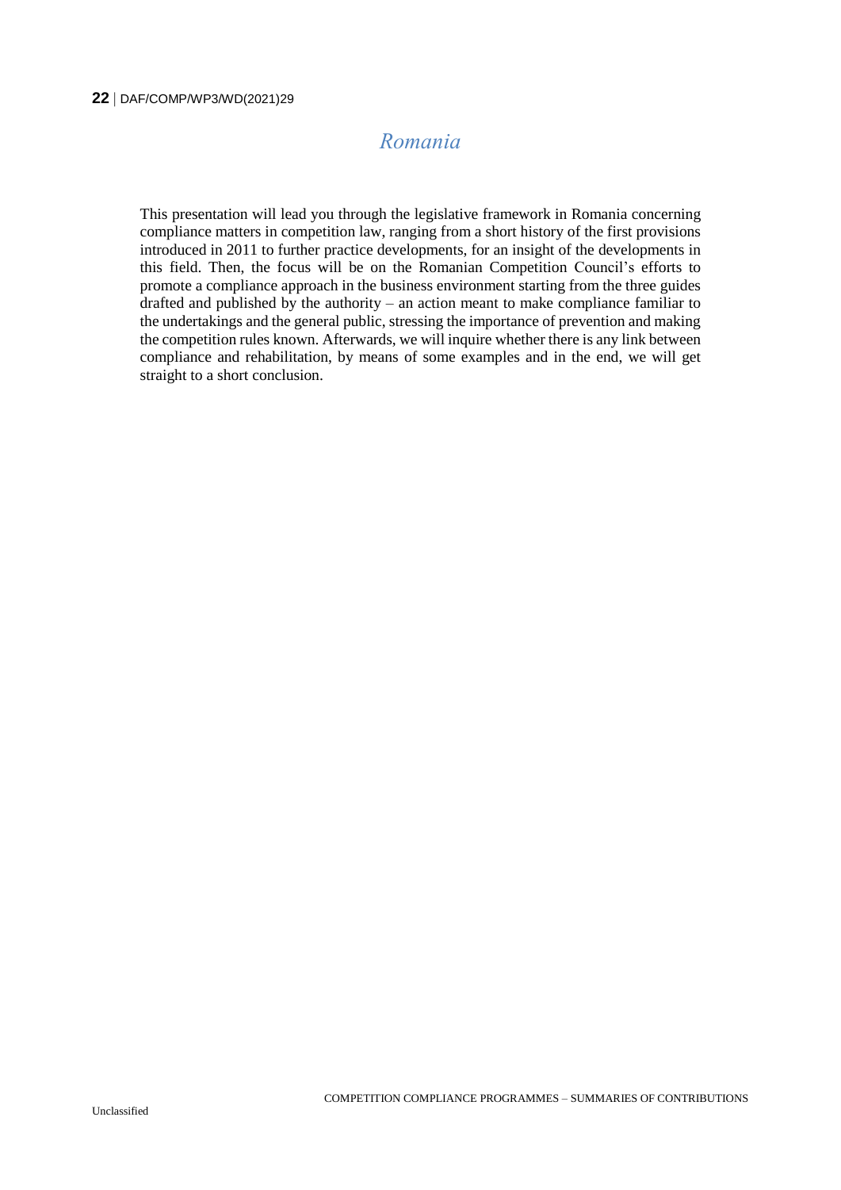## *Romania*

This presentation will lead you through the legislative framework in Romania concerning compliance matters in competition law, ranging from a short history of the first provisions introduced in 2011 to further practice developments, for an insight of the developments in this field. Then, the focus will be on the Romanian Competition Council's efforts to promote a compliance approach in the business environment starting from the three guides drafted and published by the authority – an action meant to make compliance familiar to the undertakings and the general public, stressing the importance of prevention and making the competition rules known. Afterwards, we will inquire whether there is any link between compliance and rehabilitation, by means of some examples and in the end, we will get straight to a short conclusion.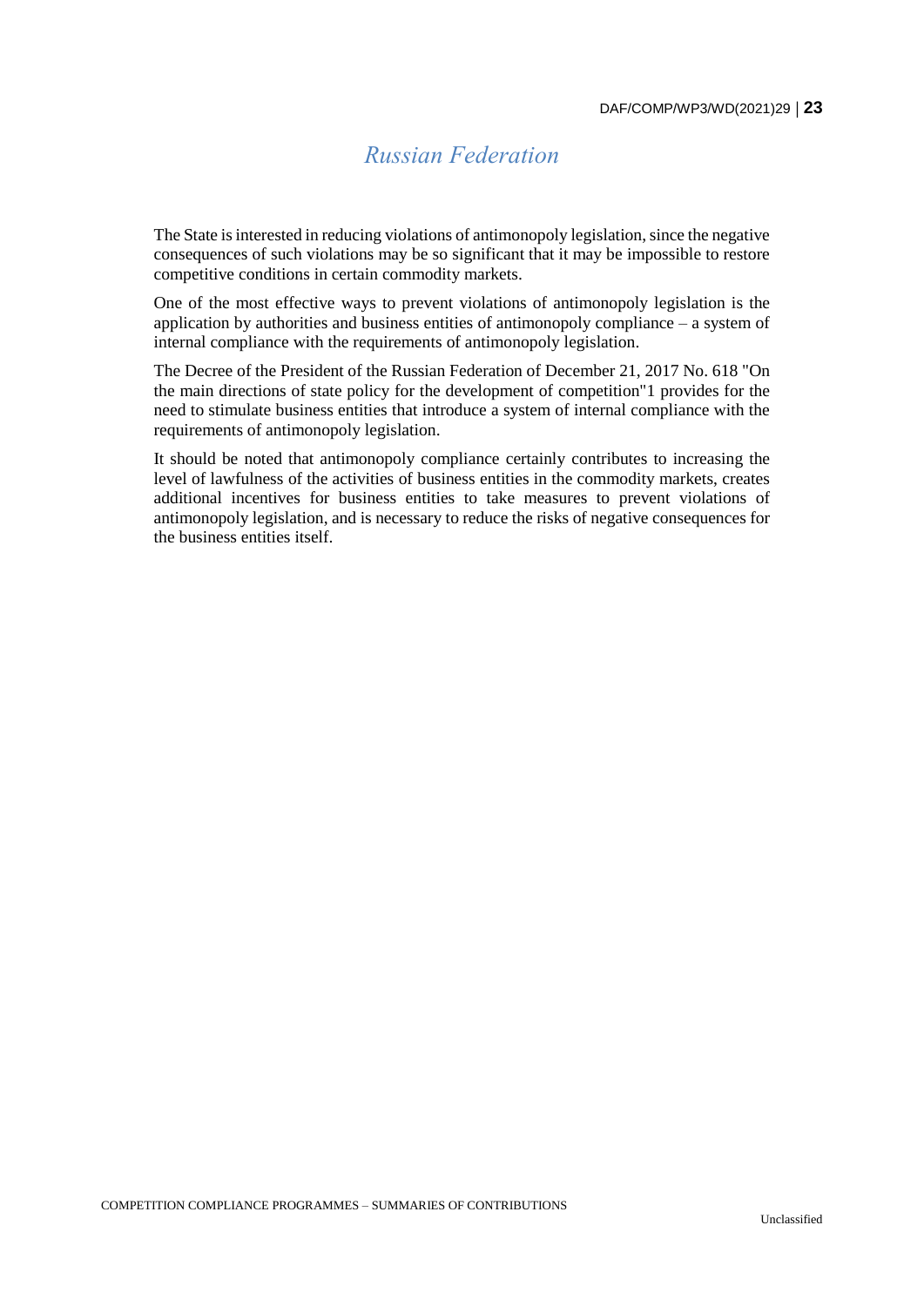# *Russian Federation*

The State is interested in reducing violations of antimonopoly legislation, since the negative consequences of such violations may be so significant that it may be impossible to restore competitive conditions in certain commodity markets.

One of the most effective ways to prevent violations of antimonopoly legislation is the application by authorities and business entities of antimonopoly compliance – a system of internal compliance with the requirements of antimonopoly legislation.

The Decree of the President of the Russian Federation of December 21, 2017 No. 618 "On the main directions of state policy for the development of competition"[1] provides for the need to stimulate business entities that introduce a system of internal compliance with the requirements of antimonopoly legislation.

It should be noted that antimonopoly compliance certainly contributes to increasing the level of lawfulness of the activities of business entities in the commodity markets, creates additional incentives for business entities to take measures to prevent violations of antimonopoly legislation, and is necessary to reduce the risks of negative consequences for the business entities itself.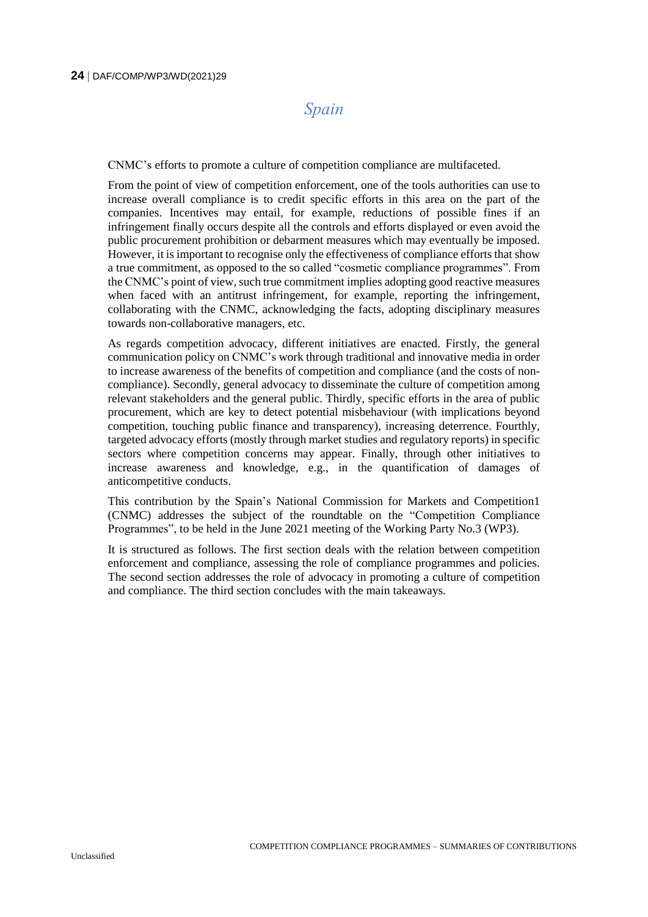## *Spain*

CNMC's efforts to promote a culture of competition compliance are multifaceted.

From the point of view of competition enforcement, one of the tools authorities can use to increase overall compliance is to credit specific efforts in this area on the part of the companies. Incentives may entail, for example, reductions of possible fines if an infringement finally occurs despite all the controls and efforts displayed or even avoid the public procurement prohibition or debarment measures which may eventually be imposed. However, it is important to recognise only the effectiveness of compliance efforts that show a true commitment, as opposed to the so called "cosmetic compliance programmes". From the CNMC's point of view, such true commitment implies adopting good reactive measures when faced with an antitrust infringement, for example, reporting the infringement, collaborating with the CNMC, acknowledging the facts, adopting disciplinary measures towards non-collaborative managers, etc.

As regards competition advocacy, different initiatives are enacted. Firstly, the general communication policy on CNMC's work through traditional and innovative media in order to increase awareness of the benefits of competition and compliance (and the costs of non-compliance). Secondly, general advocacy to disseminate the culture of competition among relevant stakeholders and the general public. Thirdly, specific efforts in the area of public procurement, which are key to detect potential misbehaviour (with implications beyond competition, touching public finance and transparency), increasing deterrence. Fourthly, targeted advocacy efforts (mostly through market studies and regulatory reports) in specific sectors where competition concerns may appear. Finally, through other initiatives to increase awareness and knowledge, e.g., in the quantification of damages of anticompetitive conducts.

This contribution by the Spain's National Commission for Markets and Competition[1] (CNMC) addresses the subject of the roundtable on the "Competition Compliance Programmes", to be held in the June 2021 meeting of the Working Party No.3 (WP3).

It is structured as follows. The first section deals with the relation between competition enforcement and compliance, assessing the role of compliance programmes and policies. The second section addresses the role of advocacy in promoting a culture of competition and compliance. The third section concludes with the main takeaways.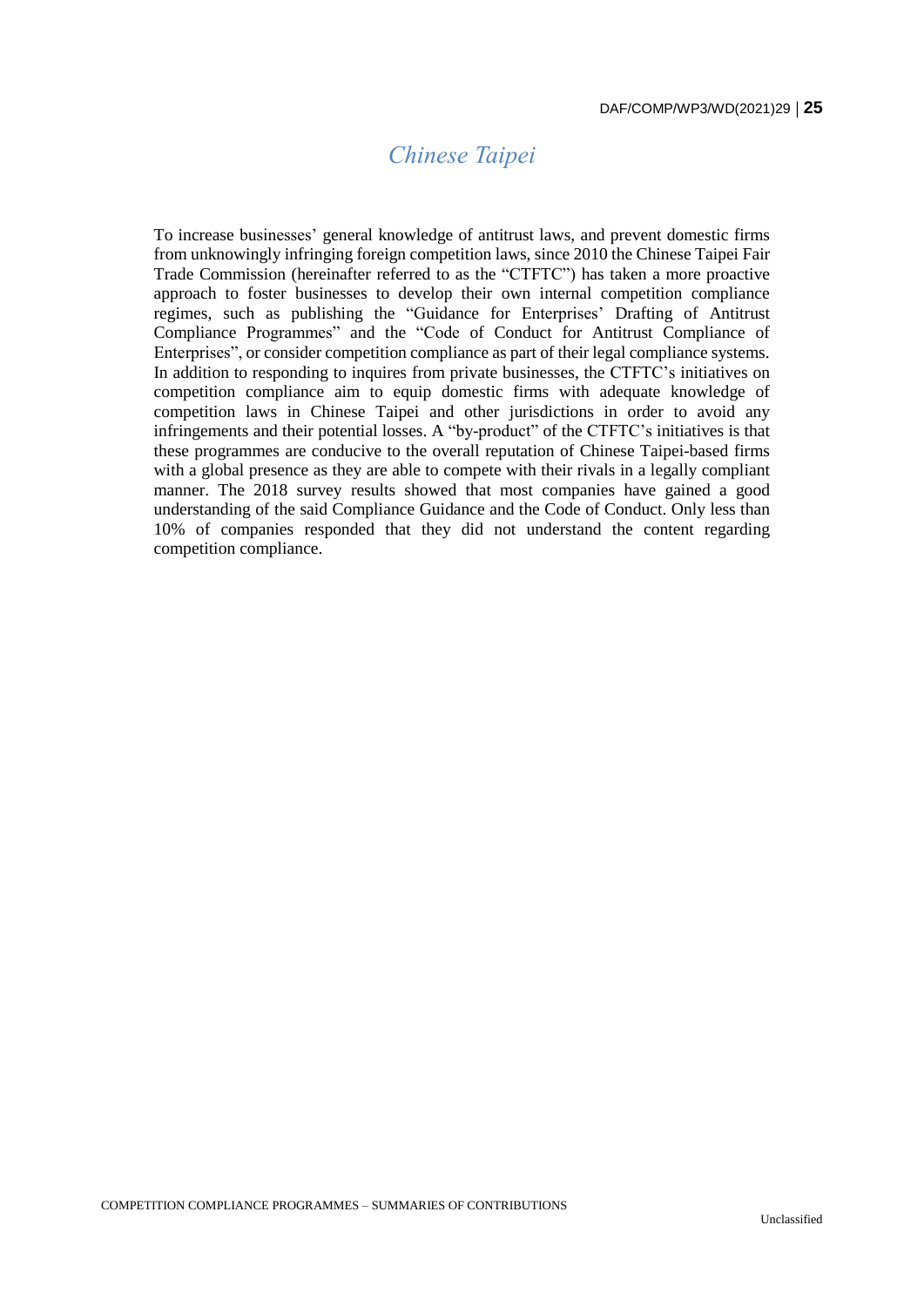# *Chinese Taipei*

To increase businesses' general knowledge of antitrust laws, and prevent domestic firms from unknowingly infringing foreign competition laws, since 2010 the Chinese Taipei Fair Trade Commission (hereinafter referred to as the "CTFTC") has taken a more proactive approach to foster businesses to develop their own internal competition compliance regimes, such as publishing the "Guidance for Enterprises' Drafting of Antitrust Compliance Programmes" and the "Code of Conduct for Antitrust Compliance of Enterprises", or consider competition compliance as part of their legal compliance systems. In addition to responding to inquires from private businesses, the CTFTC's initiatives on competition compliance aim to equip domestic firms with adequate knowledge of competition laws in Chinese Taipei and other jurisdictions in order to avoid any infringements and their potential losses. A "by-product" of the CTFTC's initiatives is that these programmes are conducive to the overall reputation of Chinese Taipei-based firms with a global presence as they are able to compete with their rivals in a legally compliant manner. The 2018 survey results showed that most companies have gained a good understanding of the said Compliance Guidance and the Code of Conduct. Only less than 10% of companies responded that they did not understand the content regarding competition compliance.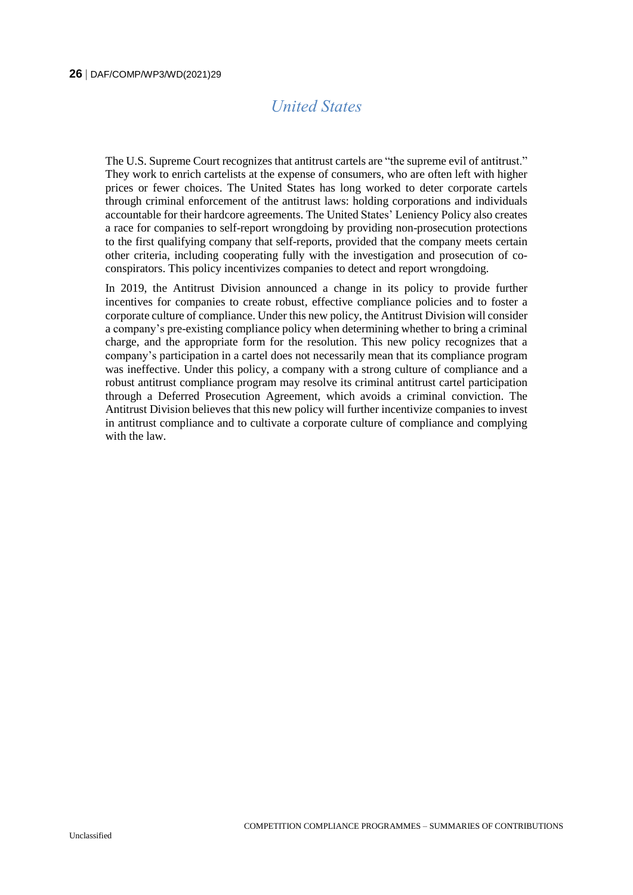## *United States*

The U.S. Supreme Court recognizes that antitrust cartels are "the supreme evil of antitrust." They work to enrich cartelists at the expense of consumers, who are often left with higher prices or fewer choices. The United States has long worked to deter corporate cartels through criminal enforcement of the antitrust laws: holding corporations and individuals accountable for their hardcore agreements. The United States' Leniency Policy also creates a race for companies to self-report wrongdoing by providing non-prosecution protections to the first qualifying company that self-reports, provided that the company meets certain other criteria, including cooperating fully with the investigation and prosecution of co-conspirators. This policy incentivizes companies to detect and report wrongdoing.

In 2019, the Antitrust Division announced a change in its policy to provide further incentives for companies to create robust, effective compliance policies and to foster a corporate culture of compliance. Under this new policy, the Antitrust Division will consider a company's pre-existing compliance policy when determining whether to bring a criminal charge, and the appropriate form for the resolution. This new policy recognizes that a company's participation in a cartel does not necessarily mean that its compliance program was ineffective. Under this policy, a company with a strong culture of compliance and a robust antitrust compliance program may resolve its criminal antitrust cartel participation through a Deferred Prosecution Agreement, which avoids a criminal conviction. The Antitrust Division believes that this new policy will further incentivize companies to invest in antitrust compliance and to cultivate a corporate culture of compliance and complying with the law.